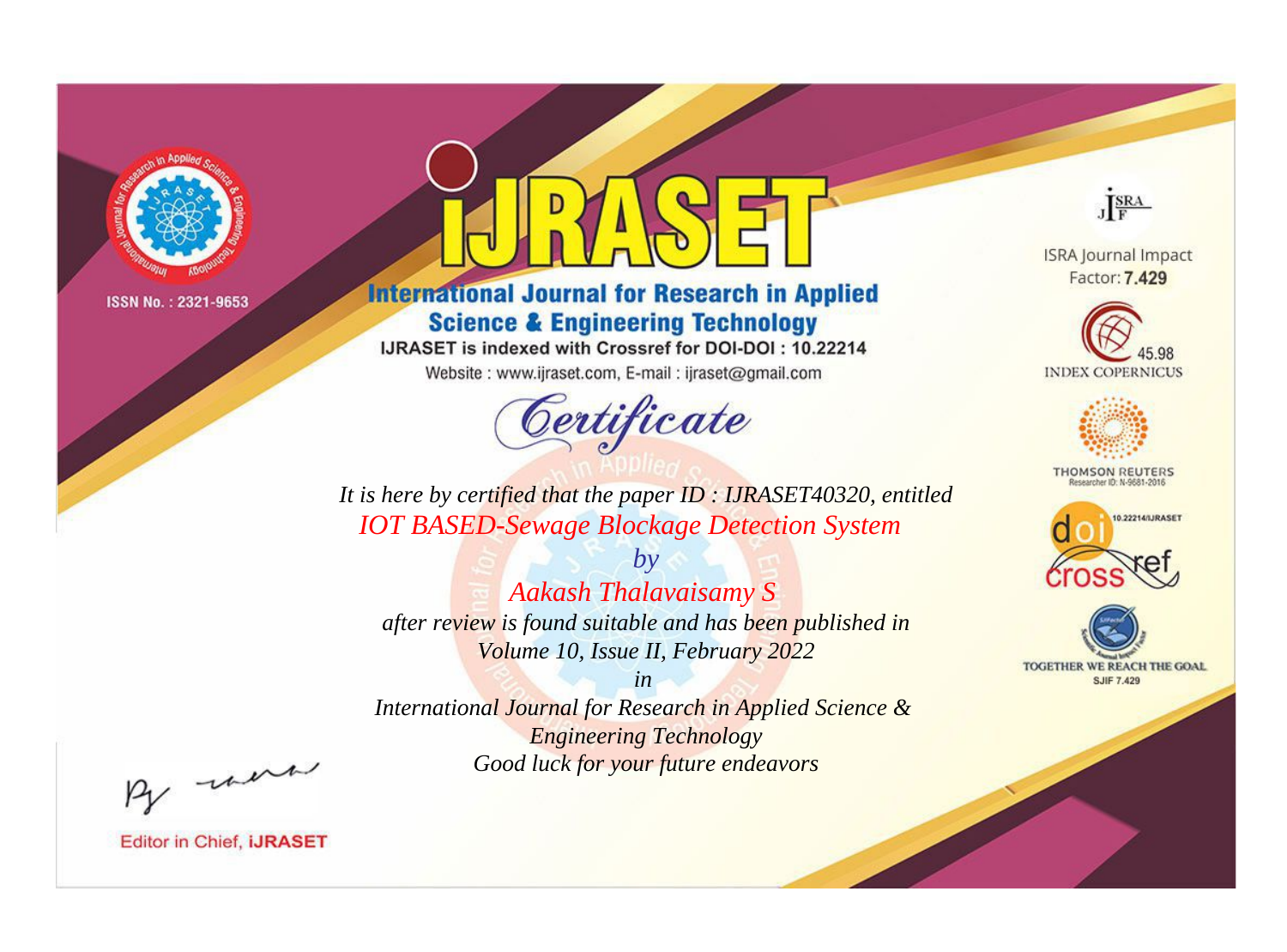ISSN No. : 2321-9653

# iJRASET

## International Journal for Research in Applied Science & Engineering Technology

IJRASET is indexed with Crossref for DOI-DOI : 10.22214

Website : www.ijraset.com, E-mail : ijraset@gmail.com

## Certificate

*It is here by certified that the paper ID : IJRASET40320, entitled*

*IOT BASED-Sewage Blockage Detection System*

*by*

*Aakash Thalavaisamy S*

*after review is found suitable and has been published in*

*Volume 10, Issue II, February 2022*

*in*

*International Journal for Research in Applied Science & Engineering Technology*

*Good luck for your future endeavors*

ISRA Journal Impact Factor: **7.429**

45.98 INDEX COPERNICUS

THOMSON REUTERS Researcher ID: N-9681-2016

10.22214/IJRASET

TOGETHER WE REACH THE GOAL SJIF 7.429

Editor in Chief, **iJRASET**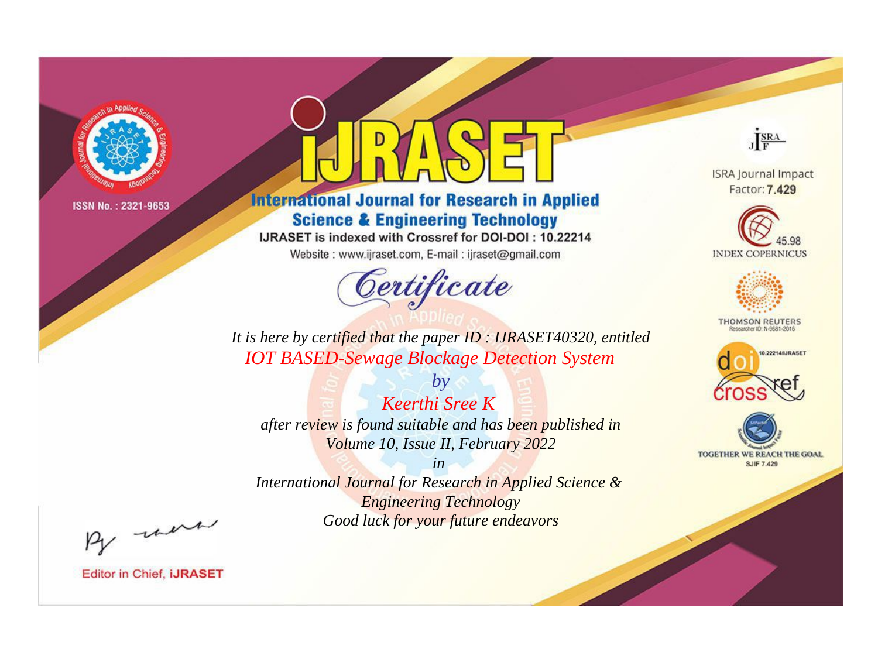ISSN No. : 2321-9653

# IJRASET

## International Journal for Research in Applied Science & Engineering Technology

IJRASET is indexed with Crossref for DOI-DOI : 10.22214

Website : www.ijraset.com, E-mail : ijraset@gmail.com

# Certificate

*It is here by certified that the paper ID : IJRASET40320, entitled*

*IOT BASED-Sewage Blockage Detection System*

*by*

*Keerthi Sree K*

*after review is found suitable and has been published in*

*Volume 10, Issue II, February 2022*

*in*

*International Journal for Research in Applied Science & Engineering Technology*

*Good luck for your future endeavors*

ISRA Journal Impact Factor: **7.429**

45.98 INDEX COPERNICUS

THOMSON REUTERS Researcher ID: N-9681-2016

10.22214/IJRASET

TOGETHER WE REACH THE GOAL SJIF 7.429

Editor in Chief, **iJRASET**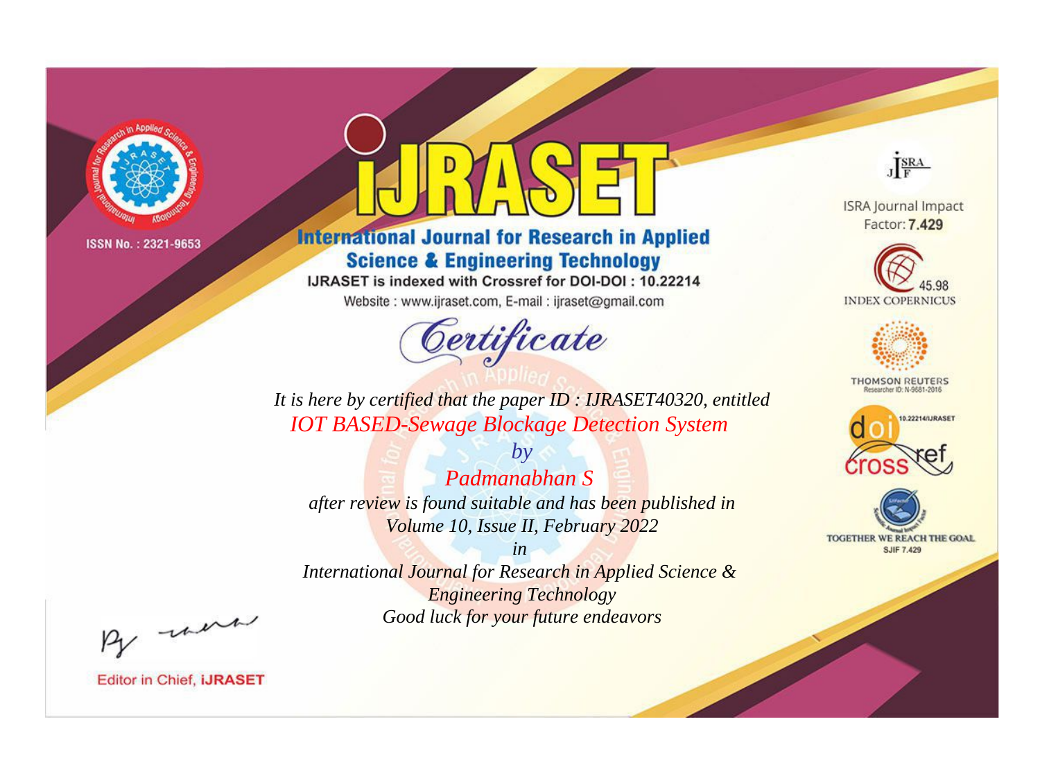ISSN No. : 2321-9653

# iJRASET

## International Journal for Research in Applied Science & Engineering Technology

IJRASET is indexed with Crossref for DOI-DOI : 10.22214

Website : www.ijraset.com, E-mail : ijraset@gmail.com

# Certificate

*It is here by certified that the paper ID : IJRASET40320, entitled*

*IOT BASED-Sewage Blockage Detection System*

*by*

*Padmanabhan S*

*after review is found suitable and has been published in*

*Volume 10, Issue II, February 2022*

*in*

*International Journal for Research in Applied Science & Engineering Technology*

*Good luck for your future endeavors*

ISRA Journal Impact Factor: **7.429**

45.98 INDEX COPERNICUS

THOMSON REUTERS Researcher ID: N-9681-2016

10.22214/IJRASET

TOGETHER WE REACH THE GOAL SJIF 7.429

Editor in Chief, **iJRASET**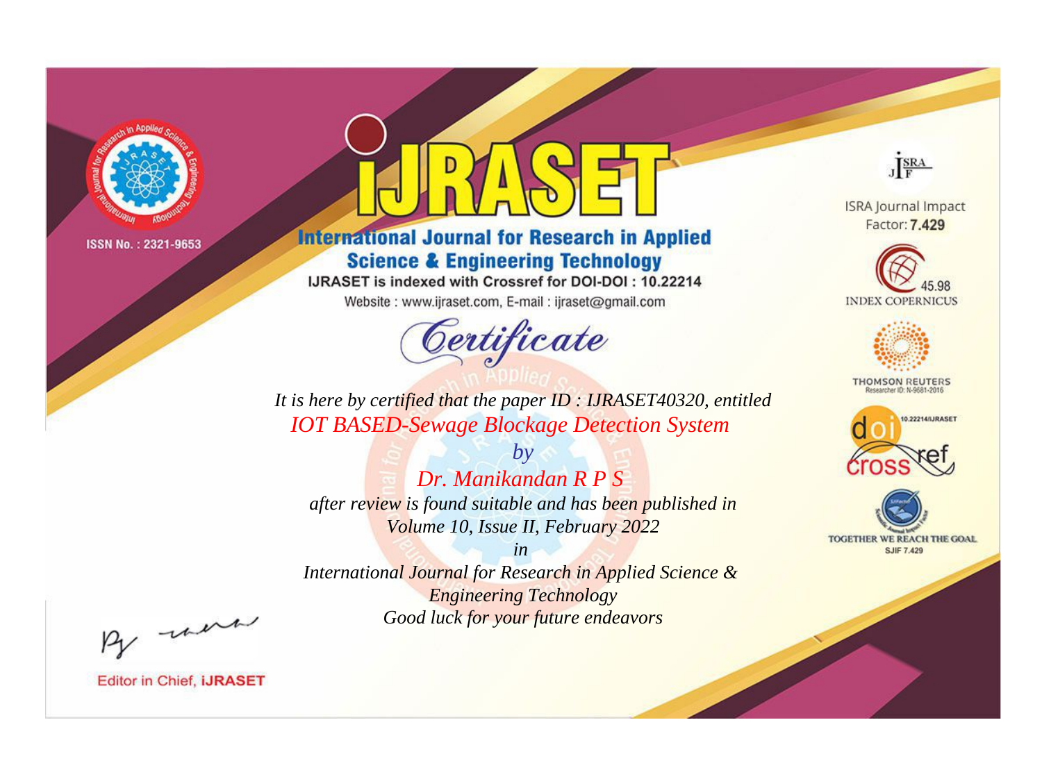ISSN No. : 2321-9653

# iJRASET

## International Journal for Research in Applied Science & Engineering Technology

IJRASET is indexed with Crossref for DOI-DOI : 10.22214

Website : www.ijraset.com, E-mail : ijraset@gmail.com

# Certificate

*It is here by certified that the paper ID : IJRASET40320, entitled*

*IOT BASED-Sewage Blockage Detection System*

*by*

*Dr. Manikandan R P S*

*after review is found suitable and has been published in*

*Volume 10, Issue II, February 2022*

*in*

*International Journal for Research in Applied Science & Engineering Technology*

*Good luck for your future endeavors*

ISRA Journal Impact Factor: **7.429**

45.98 INDEX COPERNICUS

THOMSON REUTERS Researcher ID: N-9681-2016

10.22214/IJRASET

TOGETHER WE REACH THE GOAL SJIF 7.429

Editor in Chief, **iJRASET**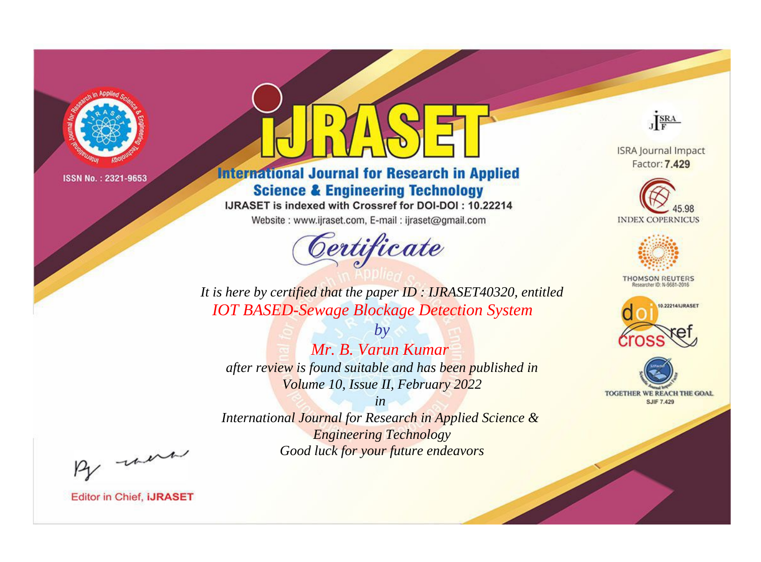ISSN No. : 2321-9653

# iJRASET

## International Journal for Research in Applied Science & Engineering Technology

IJRASET is indexed with Crossref for DOI-DOI : 10.22214

Website : www.ijraset.com, E-mail : ijraset@gmail.com

ISRA Journal Impact Factor: **7.429**

45.98 INDEX COPERNICUS

THOMSON REUTERS Researcher ID: N-9681-2016

10.22214/IJRASET

TOGETHER WE REACH THE GOAL SJIF 7.429

# *Certificate*

*It is here by certified that the paper ID : IJRASET40320, entitled*

*IOT BASED-Sewage Blockage Detection System*

*by*

*Mr. B. Varun Kumar*

*after review is found suitable and has been published in*

*Volume 10, Issue II, February 2022*

*in*

*International Journal for Research in Applied Science & Engineering Technology*

*Good luck for your future endeavors*

Editor in Chief, **iJRASET**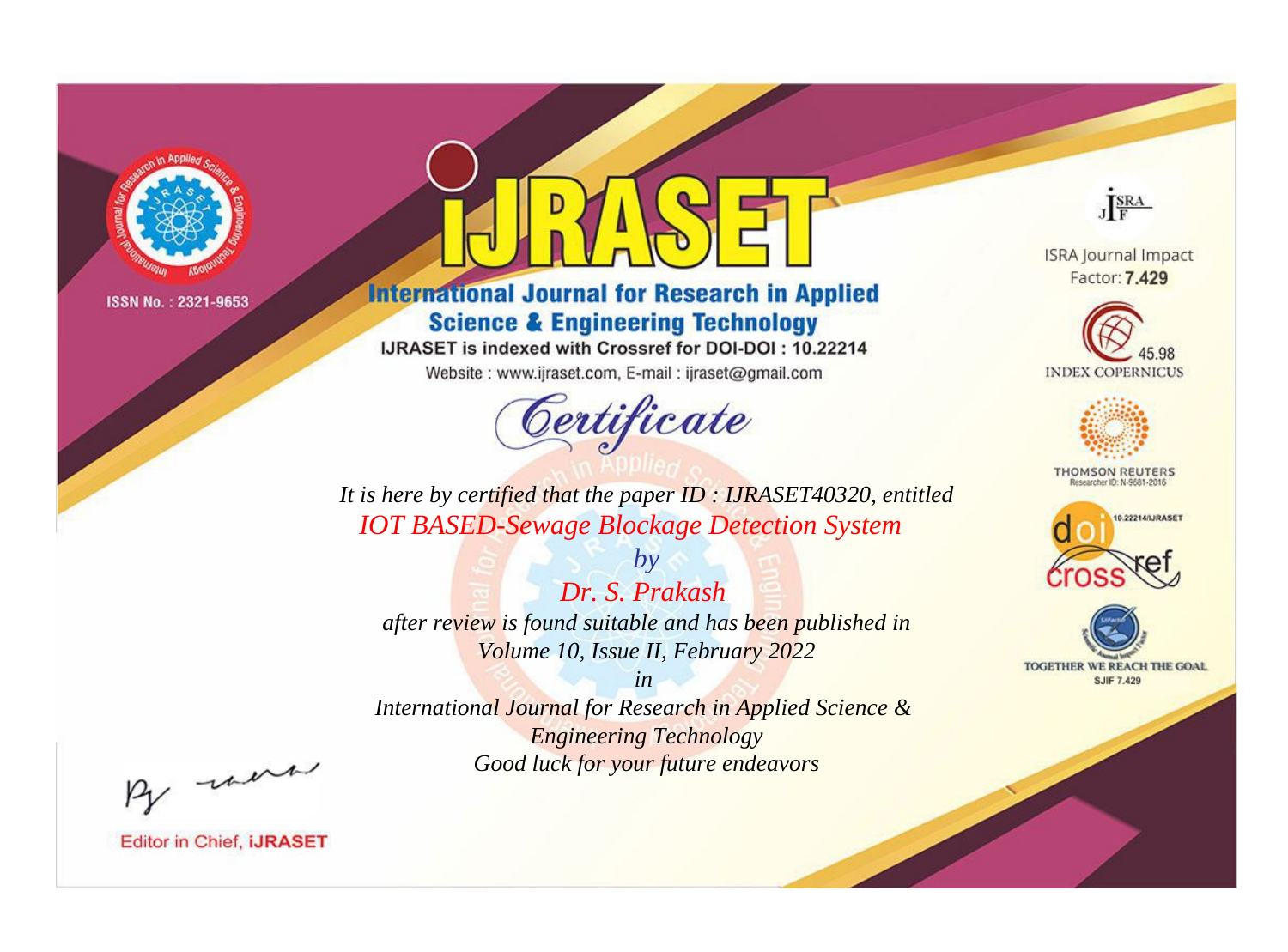ISSN No. : 2321-9653

# iJRASET

## International Journal for Research in Applied Science & Engineering Technology

IJRASET is indexed with Crossref for DOI-DOI : 10.22214

Website : www.ijraset.com, E-mail : ijraset@gmail.com

*Certificate*

*It is here by certified that the paper ID : IJRASET40320, entitled*

*IOT BASED-Sewage Blockage Detection System*

*by*

*Dr. S. Prakash*

*after review is found suitable and has been published in*

*Volume 10, Issue II, February 2022*

*in*

*International Journal for Research in Applied Science & Engineering Technology*

*Good luck for your future endeavors*

ISRA Journal Impact Factor: **7.429**

45.98 INDEX COPERNICUS

THOMSON REUTERS Researcher ID: N-9681-2016

10.22214/IJRASET

TOGETHER WE REACH THE GOAL SJIF 7.429

Editor in Chief, **iJRASET**